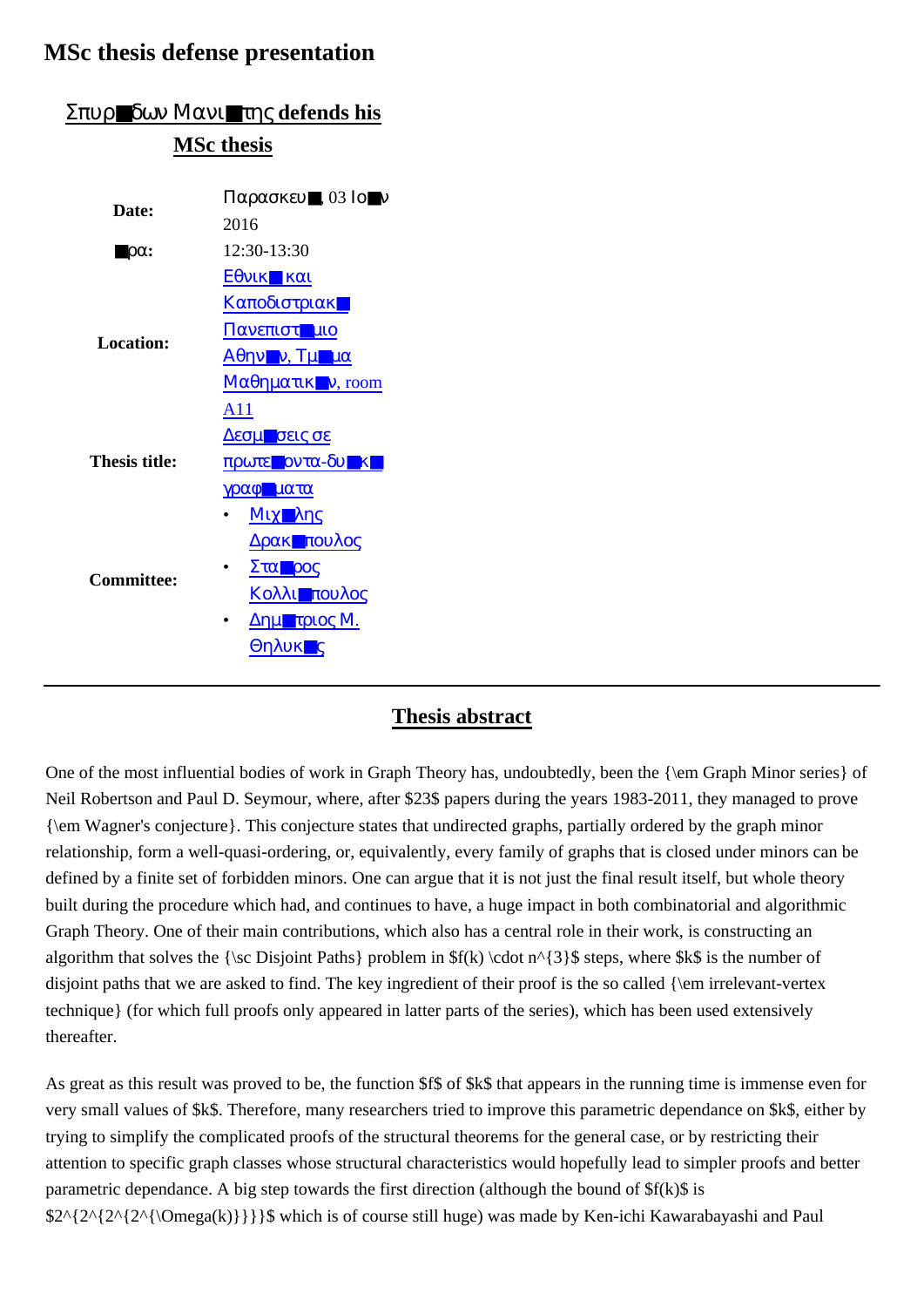# MSc thesis defense presentation

## Σπυρ■δων Μανι■της defends his MSc thesis

| | |
|---|---|
| **Date:** | Παρασκευ■, 03 Ιο■ν 2016 |
| **■ρα:** | 12:30-13:30 |
| **Location:** | Εθνικ■ και Καποδιστριακ■ Πανεπιστ■μιο Αθην■ν, Τμ■μα Μαθηματικ■ν, room A11 |
| **Thesis title:** | Δεσμ■σεις σε πρωτε■οντα-δυ■κ■ γραφ■ματα |
| **Committee:** | • Μιχ■λης Δρακ■πουλος<br>• Στα■ρος Κολλι■πουλος<br>• Δημ■τριος Μ. Θηλυκ■ς |

---

## Thesis abstract

One of the most influential bodies of work in Graph Theory has, undoubtedly, been the {\em Graph Minor series} of Neil Robertson and Paul D. Seymour, where, after $23$ papers during the years 1983-2011, they managed to prove {\em Wagner's conjecture}. This conjecture states that undirected graphs, partially ordered by the graph minor relationship, form a well-quasi-ordering, or, equivalently, every family of graphs that is closed under minors can be defined by a finite set of forbidden minors. One can argue that it is not just the final result itself, but whole theory built during the procedure which had, and continues to have, a huge impact in both combinatorial and algorithmic Graph Theory. One of their main contributions, which also has a central role in their work, is constructing an algorithm that solves the {\sc Disjoint Paths} problem in $f(k) \cdot n^{3}$ steps, where $k$ is the number of disjoint paths that we are asked to find. The key ingredient of their proof is the so called {\em irrelevant-vertex technique} (for which full proofs only appeared in latter parts of the series), which has been used extensively thereafter.

As great as this result was proved to be, the function $f$ of $k$ that appears in the running time is immense even for very small values of $k$. Therefore, many researchers tried to improve this parametric dependance on $k$, either by trying to simplify the complicated proofs of the structural theorems for the general case, or by restricting their attention to specific graph classes whose structural characteristics would hopefully lead to simpler proofs and better parametric dependance. A big step towards the first direction (although the bound of $f(k)$ is $2^{2^{2^{2^{\Omega(k)}}}}$ which is of course still huge) was made by Ken-ichi Kawarabayashi and Paul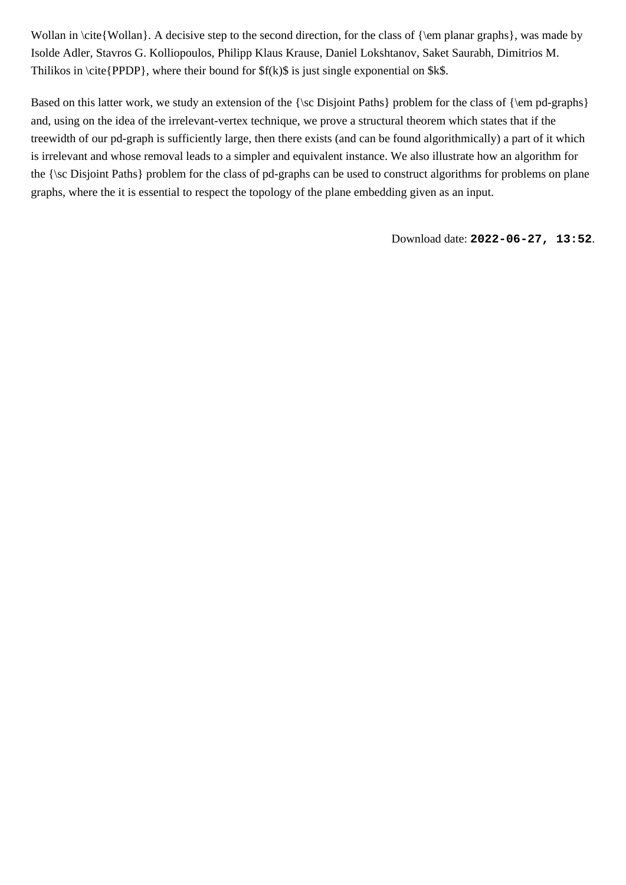Wollan in \cite{Wollan}. A decisive step to the second direction, for the class of {\em planar graphs}, was made by Isolde Adler, Stavros G. Kolliopoulos, Philipp Klaus Krause, Daniel Lokshtanov, Saket Saurabh, Dimitrios M. Thilikos in \cite{PPDP}, where their bound for $f(k)$ is just single exponential on $k$.

Based on this latter work, we study an extension of the {\sc Disjoint Paths} problem for the class of {\em pd-graphs} and, using on the idea of the irrelevant-vertex technique, we prove a structural theorem which states that if the treewidth of our pd-graph is sufficiently large, then there exists (and can be found algorithmically) a part of it which is irrelevant and whose removal leads to a simpler and equivalent instance. We also illustrate how an algorithm for the {\sc Disjoint Paths} problem for the class of pd-graphs can be used to construct algorithms for problems on plane graphs, where the it is essential to respect the topology of the plane embedding given as an input.

Download date: **2022-06-27, 13:52**.